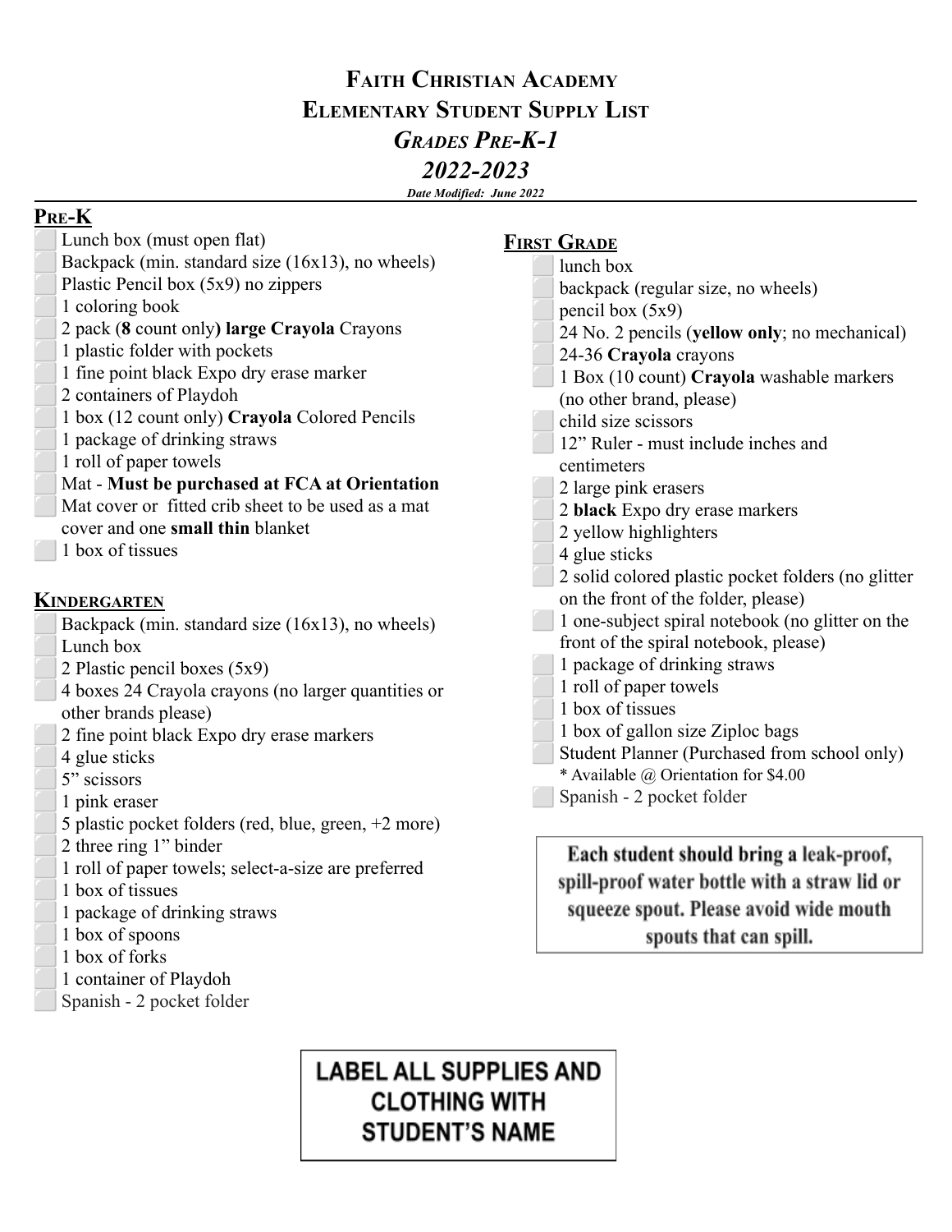# FAITH CHRISTIAN ACADEMY
# ELEMENTARY STUDENT SUPPLY LIST
## *GRADES PRE-K-1*
## *2022-2023*

***Date Modified: June 2022***

## PRE-K

- ⬜ Lunch box (must open flat)
- ⬜ Backpack (min. standard size (16x13), no wheels)
- ⬜ Plastic Pencil box (5x9) no zippers
- ⬜ 1 coloring book
- ⬜ 2 pack (**8** count only**) large Crayola** Crayons
- ⬜ 1 plastic folder with pockets
- ⬜ 1 fine point black Expo dry erase marker
- ⬜ 2 containers of Playdoh
- ⬜ 1 box (12 count only) **Crayola** Colored Pencils
- ⬜ 1 package of drinking straws
- ⬜ 1 roll of paper towels
- ⬜ Mat - **Must be purchased at FCA at Orientation**
- ⬜ Mat cover or fitted crib sheet to be used as a mat cover and one **small thin** blanket
- ⬜ 1 box of tissues

## KINDERGARTEN

- ⬜ Backpack (min. standard size (16x13), no wheels)
- ⬜ Lunch box
- ⬜ 2 Plastic pencil boxes (5x9)
- ⬜ 4 boxes 24 Crayola crayons (no larger quantities or other brands please)
- ⬜ 2 fine point black Expo dry erase markers
- ⬜ 4 glue sticks
- ⬜ 5" scissors
- ⬜ 1 pink eraser
- ⬜ 5 plastic pocket folders (red, blue, green, +2 more)
- ⬜ 2 three ring 1" binder
- ⬜ 1 roll of paper towels; select-a-size are preferred
- ⬜ 1 box of tissues
- ⬜ 1 package of drinking straws
- ⬜ 1 box of spoons
- ⬜ 1 box of forks
- ⬜ 1 container of Playdoh
- ⬜ Spanish - 2 pocket folder

## FIRST GRADE

- ⬜ lunch box
- ⬜ backpack (regular size, no wheels)
- ⬜ pencil box (5x9)
- ⬜ 24 No. 2 pencils (**yellow only**; no mechanical)
- ⬜ 24-36 **Crayola** crayons
- ⬜ 1 Box (10 count) **Crayola** washable markers (no other brand, please)
- ⬜ child size scissors
- ⬜ 12" Ruler - must include inches and centimeters
- ⬜ 2 large pink erasers
- ⬜ 2 **black** Expo dry erase markers
- ⬜ 2 yellow highlighters
- ⬜ 4 glue sticks
- ⬜ 2 solid colored plastic pocket folders (no glitter on the front of the folder, please)
- ⬜ 1 one-subject spiral notebook (no glitter on the front of the spiral notebook, please)
- ⬜ 1 package of drinking straws
- ⬜ 1 roll of paper towels
- ⬜ 1 box of tissues
- ⬜ 1 box of gallon size Ziploc bags
- ⬜ Student Planner (Purchased from school only)
  * Available @ Orientation for $4.00
- ⬜ Spanish - 2 pocket folder

**Each student should bring a leak-proof, spill-proof water bottle with a straw lid or squeeze spout. Please avoid wide mouth spouts that can spill.**

**LABEL ALL SUPPLIES AND CLOTHING WITH STUDENT'S NAME**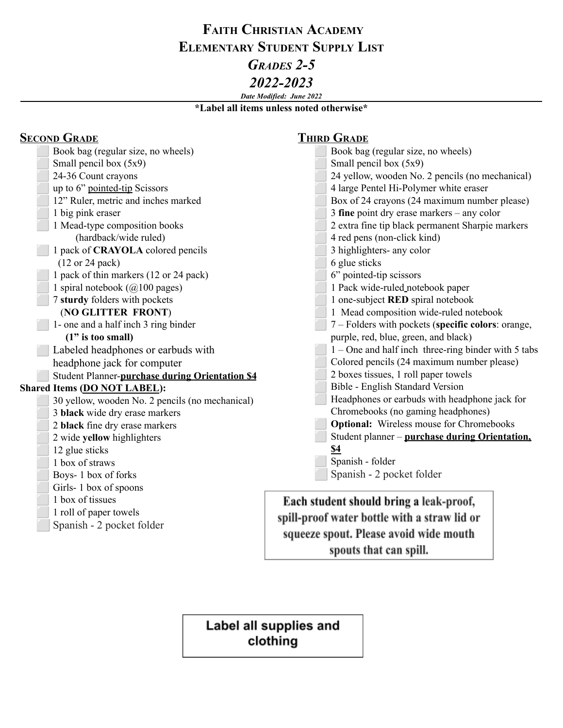# Faith Christian Academy
# Elementary Student Supply List
## *Grades 2-5*
## *2022-2023*

***Date Modified: June 2022***

**\*Label all items unless noted otherwise\***

## Second Grade

- ⬜ Book bag (regular size, no wheels)
- ⬜ Small pencil box (5x9)
- ⬜ 24-36 Count crayons
- ⬜ up to 6" pointed-tip Scissors
- ⬜ 12" Ruler, metric and inches marked
- ⬜ 1 big pink eraser
- ⬜ 1 Mead-type composition books (hardback/wide ruled)
- ⬜ 1 pack of **CRAYOLA** colored pencils (12 or 24 pack)
- ⬜ 1 pack of thin markers (12 or 24 pack)
- ⬜ 1 spiral notebook (@100 pages)
- ⬜ 7 **sturdy** folders with pockets (**NO GLITTER FRONT**)
- ⬜ 1- one and a half inch 3 ring binder **(1" is too small)**
- ⬜ Labeled headphones or earbuds with headphone jack for computer
- ⬜ Student Planner-**purchase during Orientation $4**

**Shared Items (DO NOT LABEL):**

- ⬜ 30 yellow, wooden No. 2 pencils (no mechanical)
- ⬜ 3 **black** wide dry erase markers
- ⬜ 2 **black** fine dry erase markers
- ⬜ 2 wide **yellow** highlighters
- ⬜ 12 glue sticks
- ⬜ 1 box of straws
- ⬜ Boys- 1 box of forks
- ⬜ Girls- 1 box of spoons
- ⬜ 1 box of tissues
- ⬜ 1 roll of paper towels
- ⬜ Spanish - 2 pocket folder

## Third Grade

- ⬜ Book bag (regular size, no wheels)
- ⬜ Small pencil box (5x9)
- ⬜ 24 yellow, wooden No. 2 pencils (no mechanical)
- ⬜ 4 large Pentel Hi-Polymer white eraser
- ⬜ Box of 24 crayons (24 maximum number please)
- ⬜ 3 **fine** point dry erase markers – any color
- ⬜ 2 extra fine tip black permanent Sharpie markers
- ⬜ 4 red pens (non-click kind)
- ⬜ 3 highlighters- any color
- ⬜ 6 glue sticks
- ⬜ 6" pointed-tip scissors
- ⬜ 1 Pack wide-ruled notebook paper
- ⬜ 1 one-subject **RED** spiral notebook
- ⬜ 1 Mead composition wide-ruled notebook
- ⬜ 7 – Folders with pockets (**specific colors**: orange, purple, red, blue, green, and black)
- ⬜ 1 – One and half inch three-ring binder with 5 tabs
- ⬜ Colored pencils (24 maximum number please)
- ⬜ 2 boxes tissues, 1 roll paper towels
- ⬜ Bible - English Standard Version
- ⬜ Headphones or earbuds with headphone jack for Chromebooks (no gaming headphones)
- ⬜ **Optional:** Wireless mouse for Chromebooks
- ⬜ Student planner – **purchase during Orientation, $4**
- ⬜ Spanish - folder
- ⬜ Spanish - 2 pocket folder

**Each student should bring a leak-proof, spill-proof water bottle with a straw lid or squeeze spout. Please avoid wide mouth spouts that can spill.**

**Label all supplies and clothing**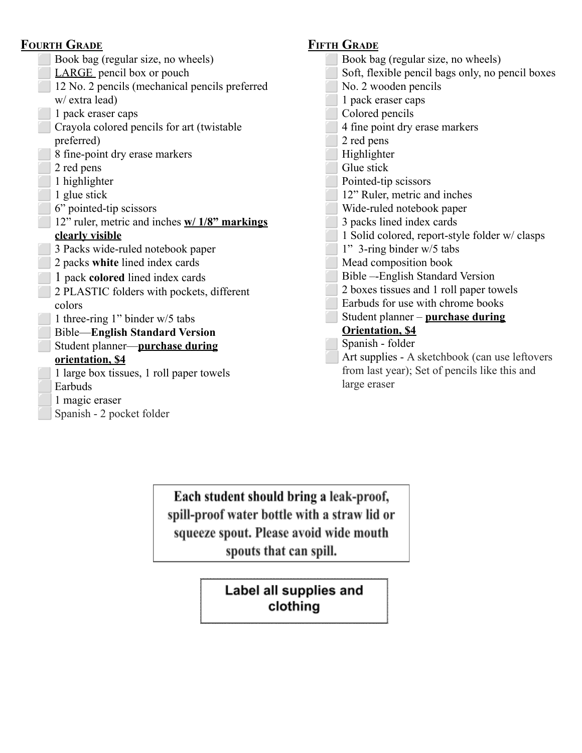## Fourth Grade

- ⬜ Book bag (regular size, no wheels)
- ⬜ LARGE pencil box or pouch
- ⬜ 12 No. 2 pencils (mechanical pencils preferred w/ extra lead)
- ⬜ 1 pack eraser caps
- ⬜ Crayola colored pencils for art (twistable preferred)
- ⬜ 8 fine-point dry erase markers
- ⬜ 2 red pens
- ⬜ 1 highlighter
- ⬜ 1 glue stick
- ⬜ 6" pointed-tip scissors
- ⬜ 12" ruler, metric and inches **w/ 1/8" markings clearly visible**
- ⬜ 3 Packs wide-ruled notebook paper
- ⬜ 2 packs **white** lined index cards
- ⬜ 1 pack **colored** lined index cards
- ⬜ 2 PLASTIC folders with pockets, different colors
- ⬜ 1 three-ring 1" binder w/5 tabs
- ⬜ Bible—**English Standard Version**
- ⬜ Student planner—**purchase during orientation, $4**
- ⬜ 1 large box tissues, 1 roll paper towels
- ⬜ Earbuds
- ⬜ 1 magic eraser
- ⬜ Spanish - 2 pocket folder

## Fifth Grade

- ⬜ Book bag (regular size, no wheels)
- ⬜ Soft, flexible pencil bags only, no pencil boxes
- ⬜ No. 2 wooden pencils
- ⬜ 1 pack eraser caps
- ⬜ Colored pencils
- ⬜ 4 fine point dry erase markers
- ⬜ 2 red pens
- ⬜ Highlighter
- ⬜ Glue stick
- ⬜ Pointed-tip scissors
- ⬜ 12" Ruler, metric and inches
- ⬜ Wide-ruled notebook paper
- ⬜ 3 packs lined index cards
- ⬜ 1 Solid colored, report-style folder w/ clasps
- ⬜ 1" 3-ring binder w/5 tabs
- ⬜ Mead composition book
- ⬜ Bible –-English Standard Version
- ⬜ 2 boxes tissues and 1 roll paper towels
- ⬜ Earbuds for use with chrome books
- ⬜ Student planner – **purchase during Orientation, $4**
- ⬜ Spanish - folder
- ⬜ Art supplies - A sketchbook (can use leftovers from last year); Set of pencils like this and large eraser

**Each student should bring a leak-proof, spill-proof water bottle with a straw lid or squeeze spout. Please avoid wide mouth spouts that can spill.**

**Label all supplies and clothing**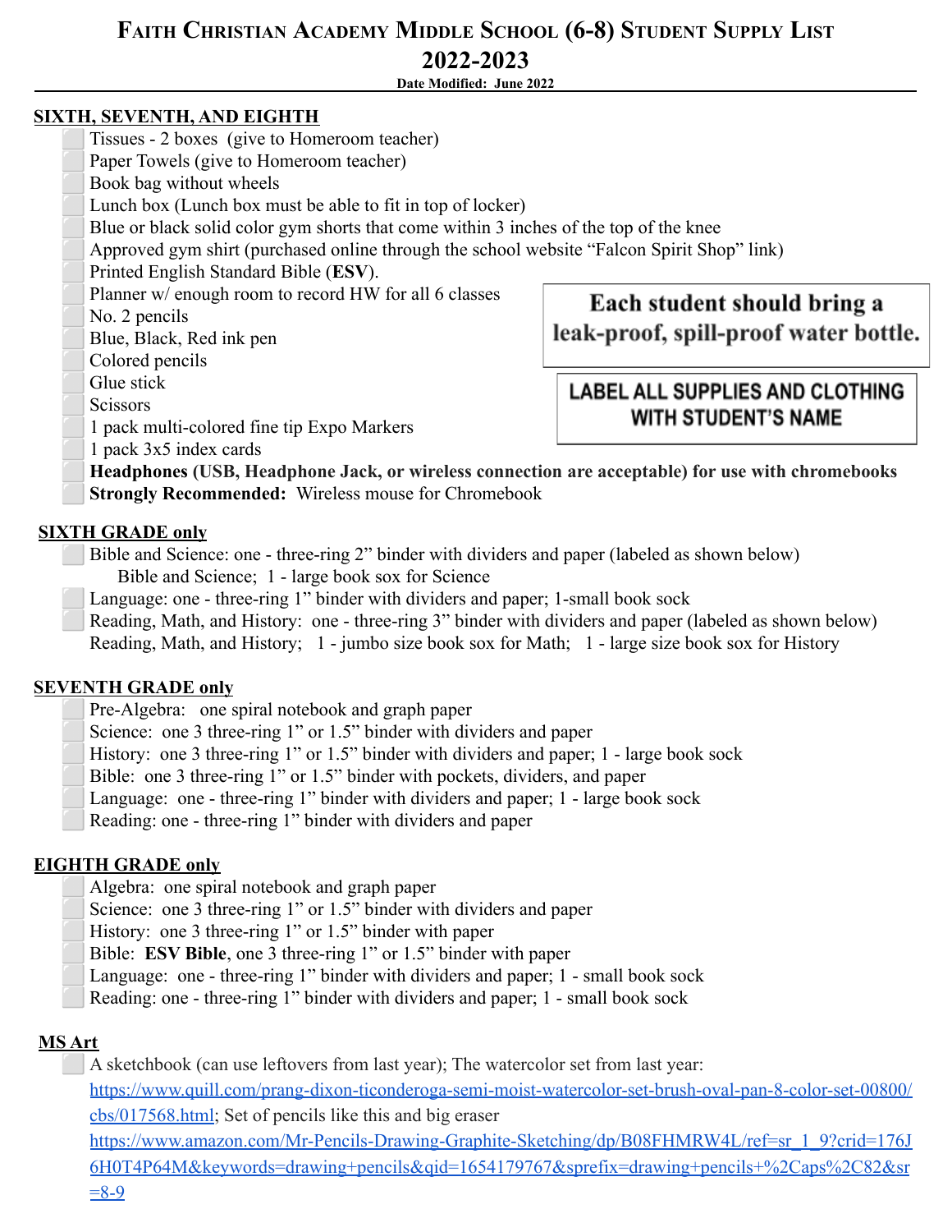# Faith Christian Academy Middle School (6-8) Student Supply List 2022-2023

**Date Modified: June 2022**

## SIXTH, SEVENTH, AND EIGHTH

- ⬜ Tissues - 2 boxes (give to Homeroom teacher)
- ⬜ Paper Towels (give to Homeroom teacher)
- ⬜ Book bag without wheels
- ⬜ Lunch box (Lunch box must be able to fit in top of locker)
- ⬜ Blue or black solid color gym shorts that come within 3 inches of the top of the knee
- ⬜ Approved gym shirt (purchased online through the school website "Falcon Spirit Shop" link)
- ⬜ Printed English Standard Bible (**ESV**).
- ⬜ Planner w/ enough room to record HW for all 6 classes
- ⬜ No. 2 pencils
- ⬜ Blue, Black, Red ink pen
- ⬜ Colored pencils
- ⬜ Glue stick
- ⬜ Scissors
- ⬜ 1 pack multi-colored fine tip Expo Markers
- ⬜ 1 pack 3x5 index cards
- ⬜ **Headphones (USB, Headphone Jack, or wireless connection are acceptable) for use with chromebooks**
- ⬜ **Strongly Recommended:** Wireless mouse for Chromebook

**Each student should bring a leak-proof, spill-proof water bottle.**

**LABEL ALL SUPPLIES AND CLOTHING WITH STUDENT'S NAME**

## SIXTH GRADE only

- ⬜ Bible and Science: one - three-ring 2" binder with dividers and paper (labeled as shown below)
  Bible and Science; 1 - large book sox for Science
- ⬜ Language: one - three-ring 1" binder with dividers and paper; 1-small book sock
- ⬜ Reading, Math, and History: one - three-ring 3" binder with dividers and paper (labeled as shown below)
  Reading, Math, and History; 1 - jumbo size book sox for Math; 1 - large size book sox for History

## SEVENTH GRADE only

- ⬜ Pre-Algebra: one spiral notebook and graph paper
- ⬜ Science: one 3 three-ring 1" or 1.5" binder with dividers and paper
- ⬜ History: one 3 three-ring 1" or 1.5" binder with dividers and paper; 1 - large book sock
- ⬜ Bible: one 3 three-ring 1" or 1.5" binder with pockets, dividers, and paper
- ⬜ Language: one - three-ring 1" binder with dividers and paper; 1 - large book sock
- ⬜ Reading: one - three-ring 1" binder with dividers and paper

## EIGHTH GRADE only

- ⬜ Algebra: one spiral notebook and graph paper
- ⬜ Science: one 3 three-ring 1" or 1.5" binder with dividers and paper
- ⬜ History: one 3 three-ring 1" or 1.5" binder with paper
- ⬜ Bible: **ESV Bible**, one 3 three-ring 1" or 1.5" binder with paper
- ⬜ Language: one - three-ring 1" binder with dividers and paper; 1 - small book sock
- ⬜ Reading: one - three-ring 1" binder with dividers and paper; 1 - small book sock

## MS Art

- ⬜ A sketchbook (can use leftovers from last year); The watercolor set from last year: https://www.quill.com/prang-dixon-ticonderoga-semi-moist-watercolor-set-brush-oval-pan-8-color-set-00800/cbs/017568.html; Set of pencils like this and big eraser https://www.amazon.com/Mr-Pencils-Drawing-Graphite-Sketching/dp/B08FHMRW4L/ref=sr_1_9?crid=176J6H0T4P64M&keywords=drawing+pencils&qid=1654179767&sprefix=drawing+pencils+%2Caps%2C82&sr=8-9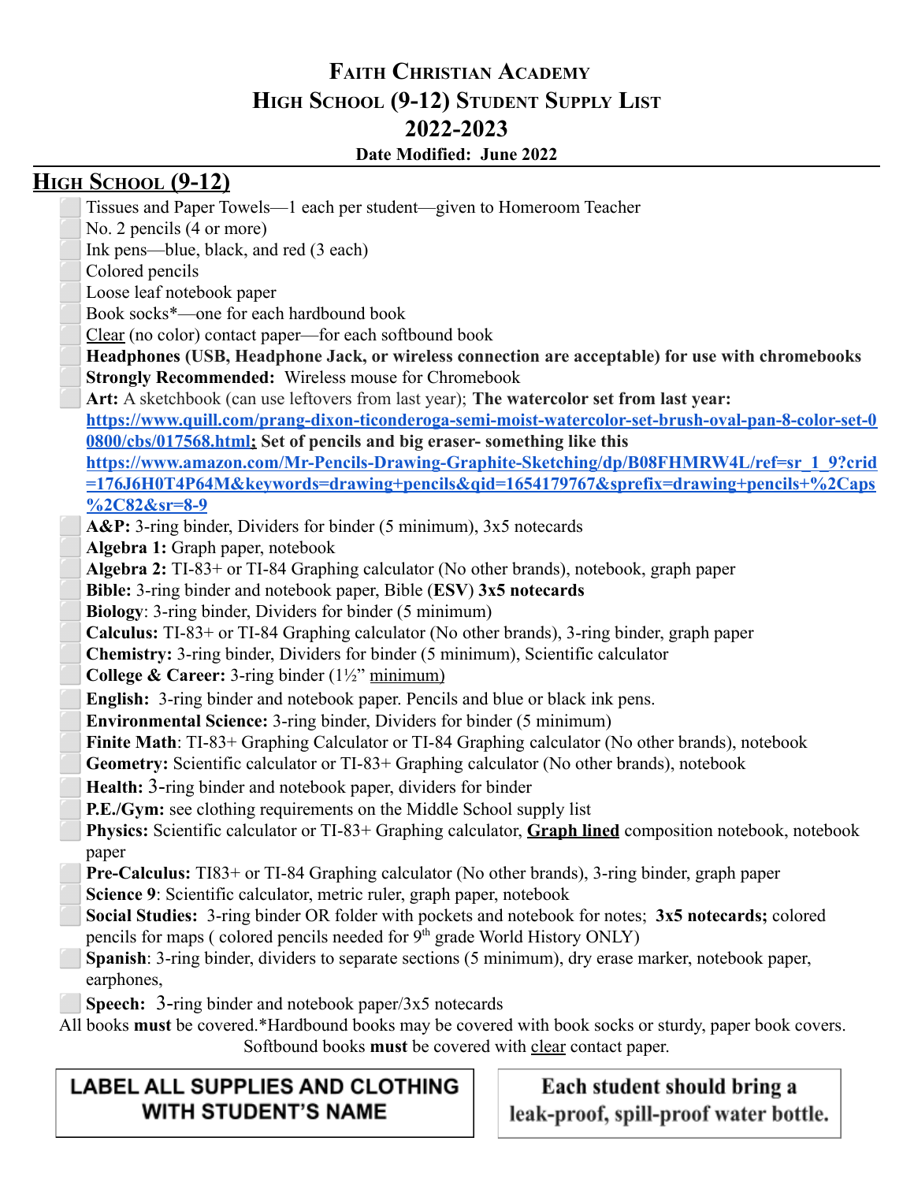# Faith Christian Academy
# High School (9-12) Student Supply List
# 2022-2023

**Date Modified: June 2022**

## High School (9-12)

- ⬜ Tissues and Paper Towels—1 each per student—given to Homeroom Teacher
- ⬜ No. 2 pencils (4 or more)
- ⬜ Ink pens—blue, black, and red (3 each)
- ⬜ Colored pencils
- ⬜ Loose leaf notebook paper
- ⬜ Book socks*—one for each hardbound book
- ⬜ Clear (no color) contact paper—for each softbound book
- ⬜ **Headphones (USB, Headphone Jack, or wireless connection are acceptable) for use with chromebooks**
- ⬜ **Strongly Recommended:** Wireless mouse for Chromebook
- ⬜ **Art:** A sketchbook (can use leftovers from last year); **The watercolor set from last year: https://www.quill.com/prang-dixon-ticonderoga-semi-moist-watercolor-set-brush-oval-pan-8-color-set-00800/cbs/017568.html; Set of pencils and big eraser- something like this https://www.amazon.com/Mr-Pencils-Drawing-Graphite-Sketching/dp/B08FHMRW4L/ref=sr_1_9?crid=176J6H0T4P64M&keywords=drawing+pencils&qid=1654179767&sprefix=drawing+pencils+%2Caps%2C82&sr=8-9**
- ⬜ **A&P:** 3-ring binder, Dividers for binder (5 minimum), 3x5 notecards
- ⬜ **Algebra 1:** Graph paper, notebook
- ⬜ **Algebra 2:** TI-83+ or TI-84 Graphing calculator (No other brands), notebook, graph paper
- ⬜ **Bible:** 3-ring binder and notebook paper, Bible (**ESV**) **3x5 notecards**
- ⬜ **Biology**: 3-ring binder, Dividers for binder (5 minimum)
- ⬜ **Calculus:** TI-83+ or TI-84 Graphing calculator (No other brands), 3-ring binder, graph paper
- ⬜ **Chemistry:** 3-ring binder, Dividers for binder (5 minimum), Scientific calculator
- ⬜ **College & Career:** 3-ring binder (1½" minimum)
- ⬜ **English:** 3-ring binder and notebook paper. Pencils and blue or black ink pens.
- ⬜ **Environmental Science:** 3-ring binder, Dividers for binder (5 minimum)
- ⬜ **Finite Math**: TI-83+ Graphing Calculator or TI-84 Graphing calculator (No other brands), notebook
- ⬜ **Geometry:** Scientific calculator or TI-83+ Graphing calculator (No other brands), notebook
- ⬜ **Health:** 3-ring binder and notebook paper, dividers for binder
- ⬜ **P.E./Gym:** see clothing requirements on the Middle School supply list
- ⬜ **Physics:** Scientific calculator or TI-83+ Graphing calculator, **Graph lined** composition notebook, notebook paper
- ⬜ **Pre-Calculus:** TI83+ or TI-84 Graphing calculator (No other brands), 3-ring binder, graph paper
- ⬜ **Science 9**: Scientific calculator, metric ruler, graph paper, notebook
- ⬜ **Social Studies:** 3-ring binder OR folder with pockets and notebook for notes; **3x5 notecards;** colored pencils for maps ( colored pencils needed for 9th grade World History ONLY)
- ⬜ **Spanish**: 3-ring binder, dividers to separate sections (5 minimum), dry erase marker, notebook paper, earphones,
- ⬜ **Speech:** 3-ring binder and notebook paper/3x5 notecards

All books **must** be covered.*Hardbound books may be covered with book socks or sturdy, paper book covers. Softbound books **must** be covered with clear contact paper.

**LABEL ALL SUPPLIES AND CLOTHING WITH STUDENT'S NAME**

**Each student should bring a leak-proof, spill-proof water bottle.**